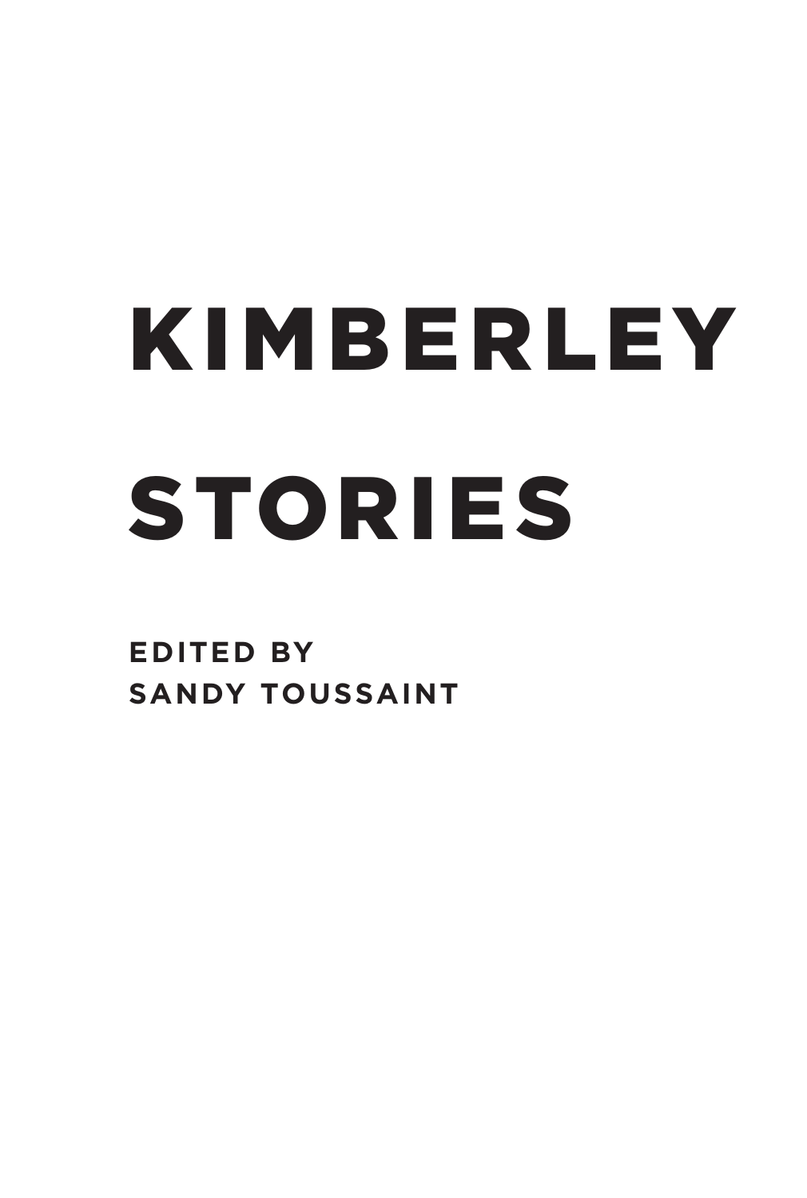# KIMBERLEY STORIES

**EDITED BY SANDY TOUSSAINT**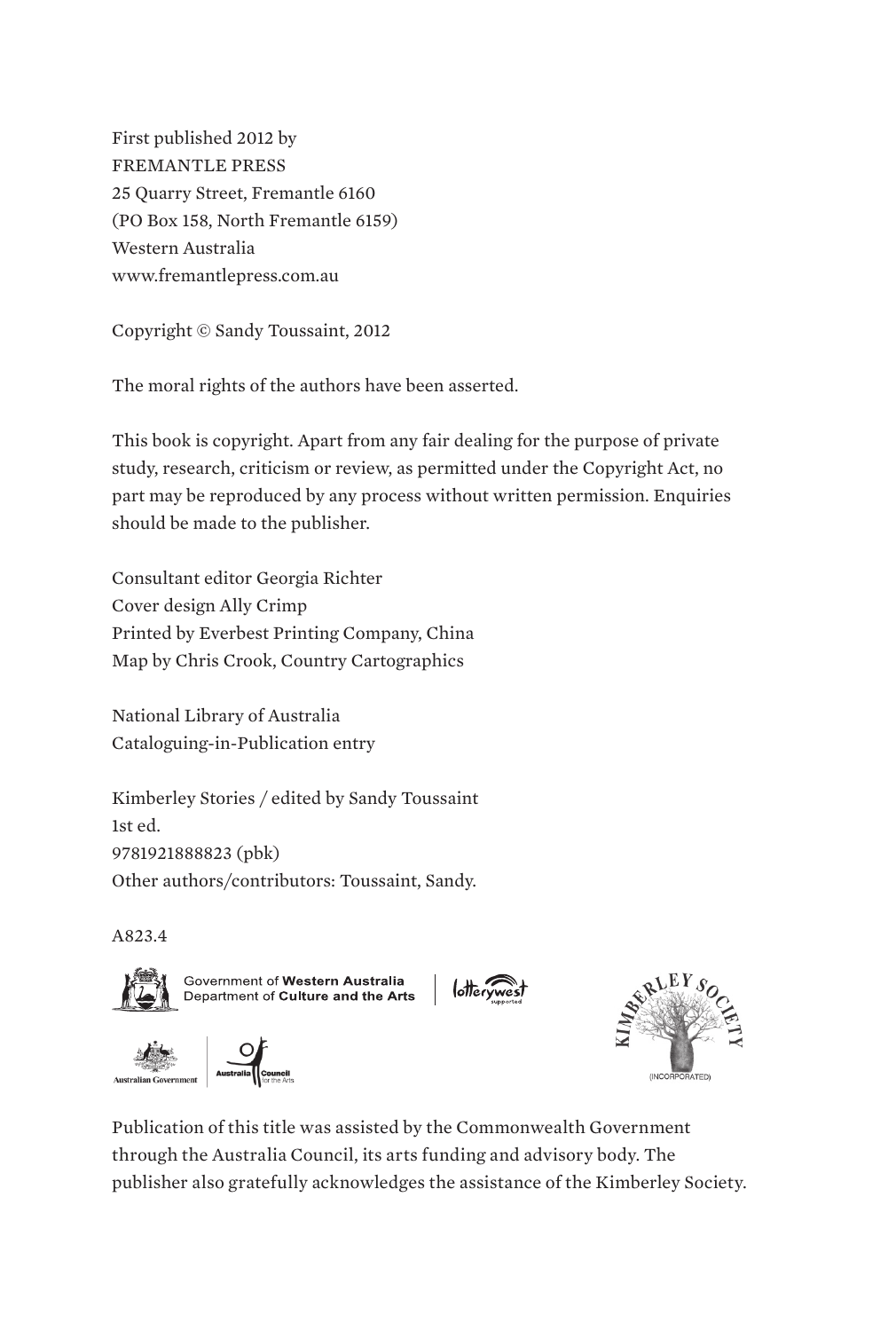First published 2012 by
FREMANTLE PRESS
25 Quarry Street, Fremantle 6160
(PO Box 158, North Fremantle 6159)
Western Australia
www.fremantlepress.com.au

Copyright © Sandy Toussaint, 2012

The moral rights of the authors have been asserted.

This book is copyright. Apart from any fair dealing for the purpose of private study, research, criticism or review, as permitted under the Copyright Act, no part may be reproduced by any process without written permission. Enquiries should be made to the publisher.

Consultant editor Georgia Richter
Cover design Ally Crimp
Printed by Everbest Printing Company, China
Map by Chris Crook, Country Cartographics

National Library of Australia
Cataloguing-in-Publication entry

Kimberley Stories / edited by Sandy Toussaint
1st ed.
9781921888823 (pbk)
Other authors/contributors: Toussaint, Sandy.

A823.4

Government of Western Australia
Department of Culture and the Arts

lotterywest supported

Kimberley Society (Incorporated)

Australian Government

Australia Council for the Arts

Publication of this title was assisted by the Commonwealth Government through the Australia Council, its arts funding and advisory body. The publisher also gratefully acknowledges the assistance of the Kimberley Society.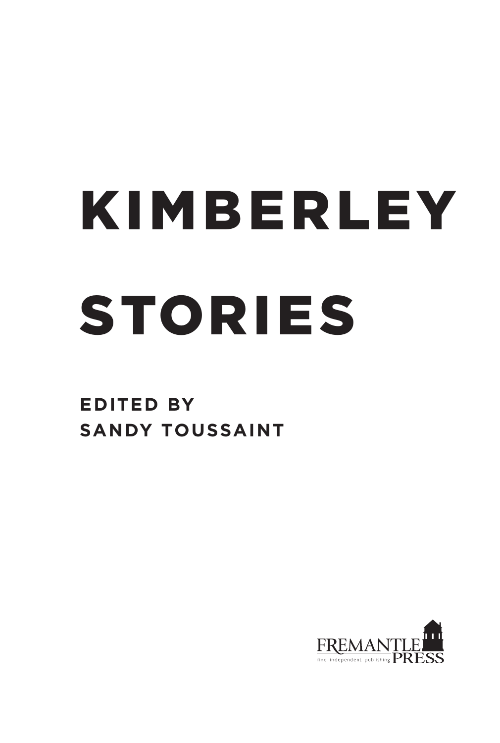# KIMBERLEY STORIES

**EDITED BY SANDY TOUSSAINT**

FREMANTLE PRESS

fine independent publishing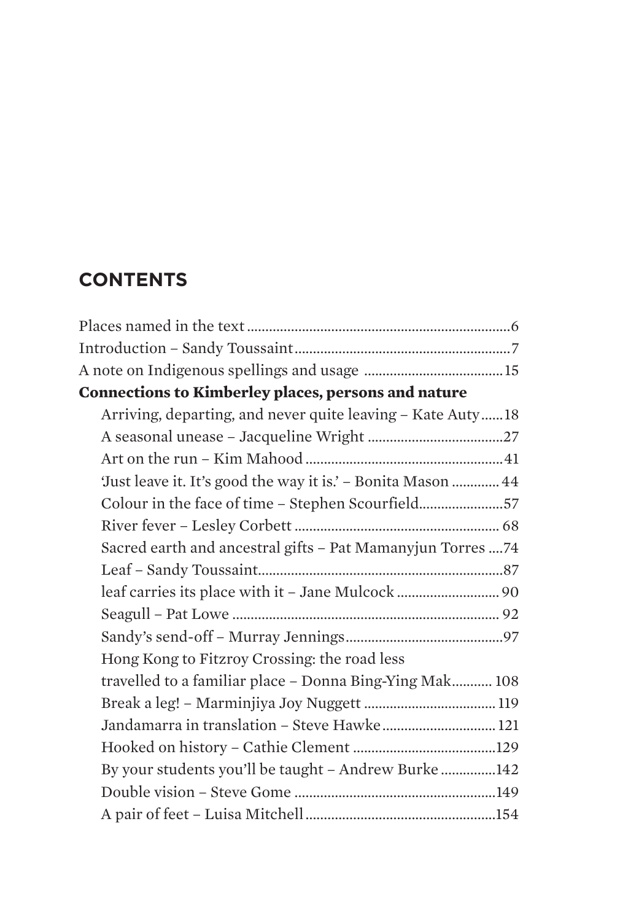# CONTENTS

Places named in the text ........................................................................6

Introduction – Sandy Toussaint...........................................................7

A note on Indigenous spellings and usage .....................................15

**Connections to Kimberley places, persons and nature**

- Arriving, departing, and never quite leaving – Kate Auty......18
- A seasonal unease – Jacqueline Wright .....................................27
- Art on the run – Kim Mahood ......................................................41
- 'Just leave it. It's good the way it is.' – Bonita Mason ............. 44
- Colour in the face of time – Stephen Scourfield.......................57
- River fever – Lesley Corbett ....................................................... 68
- Sacred earth and ancestral gifts – Pat Mamanyjun Torres ....74
- Leaf – Sandy Toussaint..................................................................87
- leaf carries its place with it – Jane Mulcock ........................... 90
- Seagull – Pat Lowe ........................................................................ 92
- Sandy's send-off – Murray Jennings...........................................97
- Hong Kong to Fitzroy Crossing: the road less travelled to a familiar place – Donna Bing-Ying Mak........... 108
- Break a leg! – Marminjiya Joy Nuggett .................................... 119
- Jandamarra in translation – Steve Hawke............................... 121
- Hooked on history – Cathie Clement .......................................129
- By your students you'll be taught – Andrew Burke ...............142
- Double vision – Steve Gome .......................................................149
- A pair of feet – Luisa Mitchell....................................................154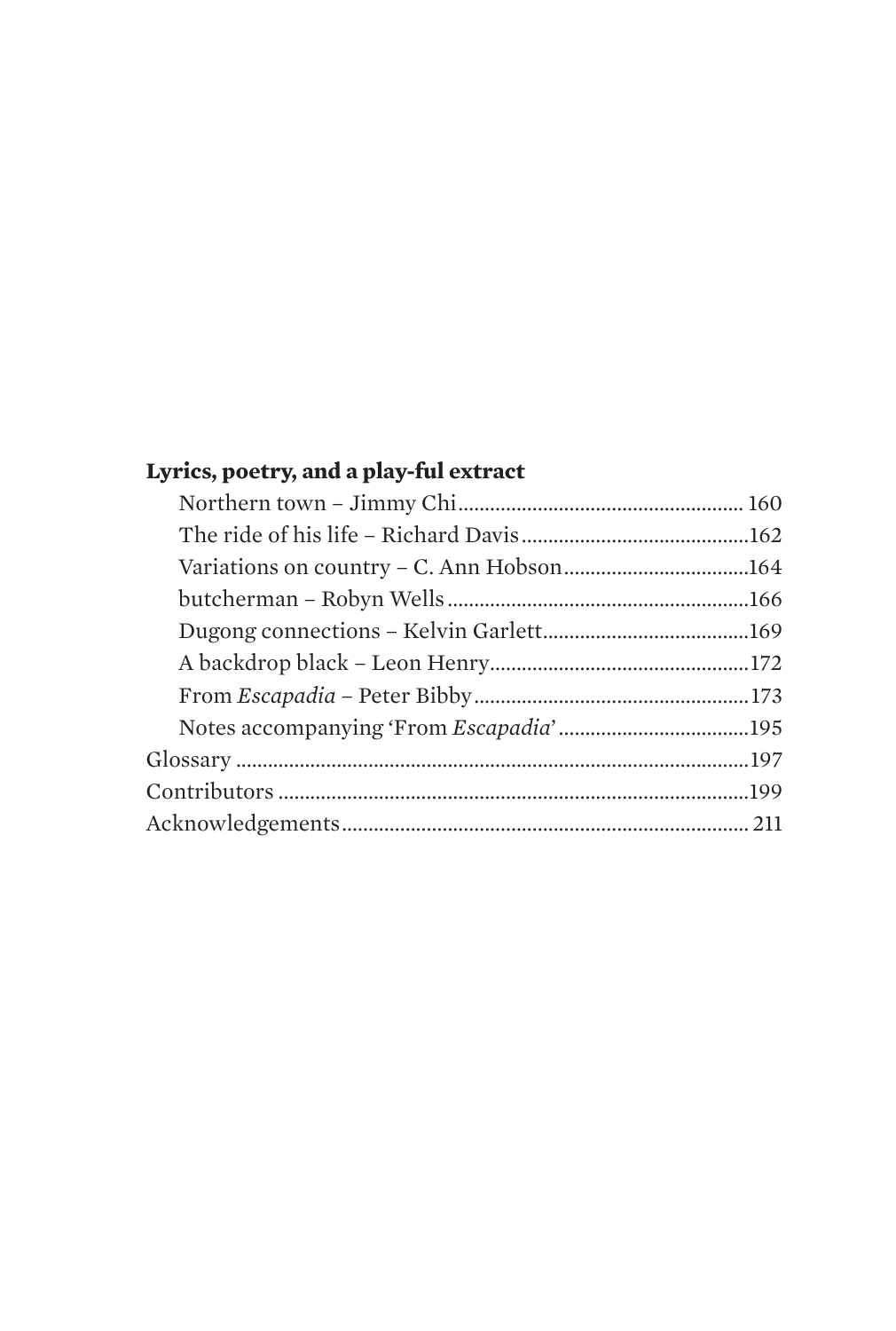**Lyrics, poetry, and a play-ful extract**

- Northern town – Jimmy Chi ..... 160
- The ride of his life – Richard Davis ..... 162
- Variations on country – C. Ann Hobson ..... 164
- butcherman – Robyn Wells ..... 166
- Dugong connections – Kelvin Garlett ..... 169
- A backdrop black – Leon Henry ..... 172
- From *Escapadia* – Peter Bibby ..... 173
- Notes accompanying 'From *Escapadia*' ..... 195

Glossary ..... 197

Contributors ..... 199

Acknowledgements ..... 211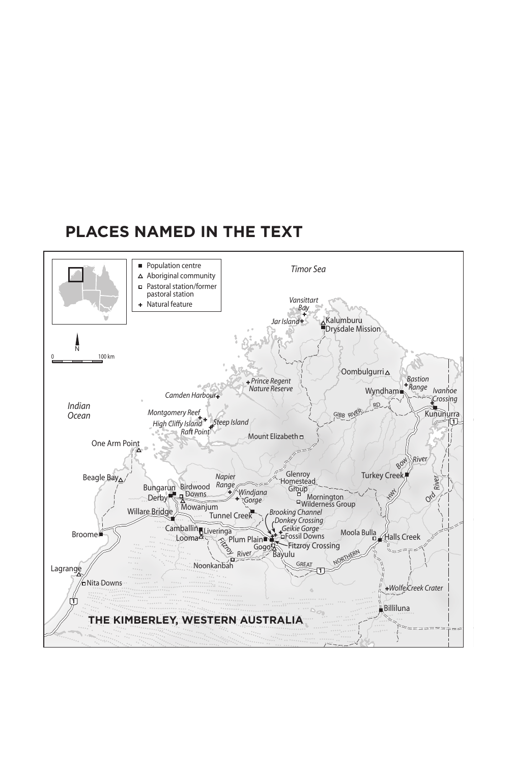## PLACES NAMED IN THE TEXT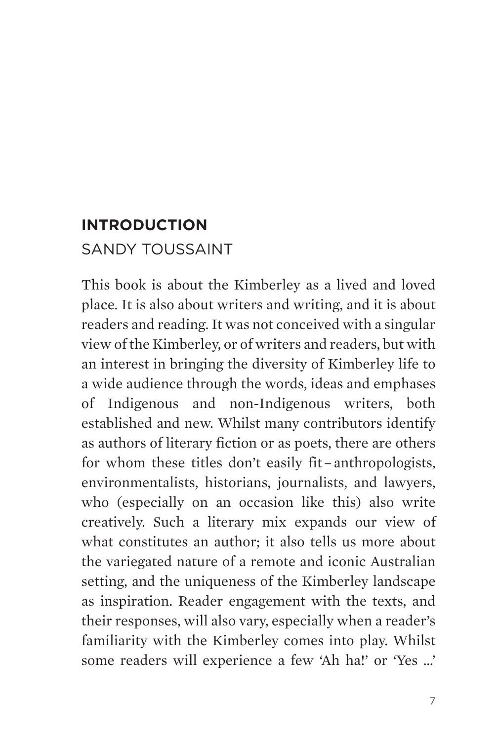# INTRODUCTION

SANDY TOUSSAINT

This book is about the Kimberley as a lived and loved place. It is also about writers and writing, and it is about readers and reading. It was not conceived with a singular view of the Kimberley, or of writers and readers, but with an interest in bringing the diversity of Kimberley life to a wide audience through the words, ideas and emphases of Indigenous and non-Indigenous writers, both established and new. Whilst many contributors identify as authors of literary fiction or as poets, there are others for whom these titles don't easily fit – anthropologists, environmentalists, historians, journalists, and lawyers, who (especially on an occasion like this) also write creatively. Such a literary mix expands our view of what constitutes an author; it also tells us more about the variegated nature of a remote and iconic Australian setting, and the uniqueness of the Kimberley landscape as inspiration. Reader engagement with the texts, and their responses, will also vary, especially when a reader's familiarity with the Kimberley comes into play. Whilst some readers will experience a few 'Ah ha!' or 'Yes ...'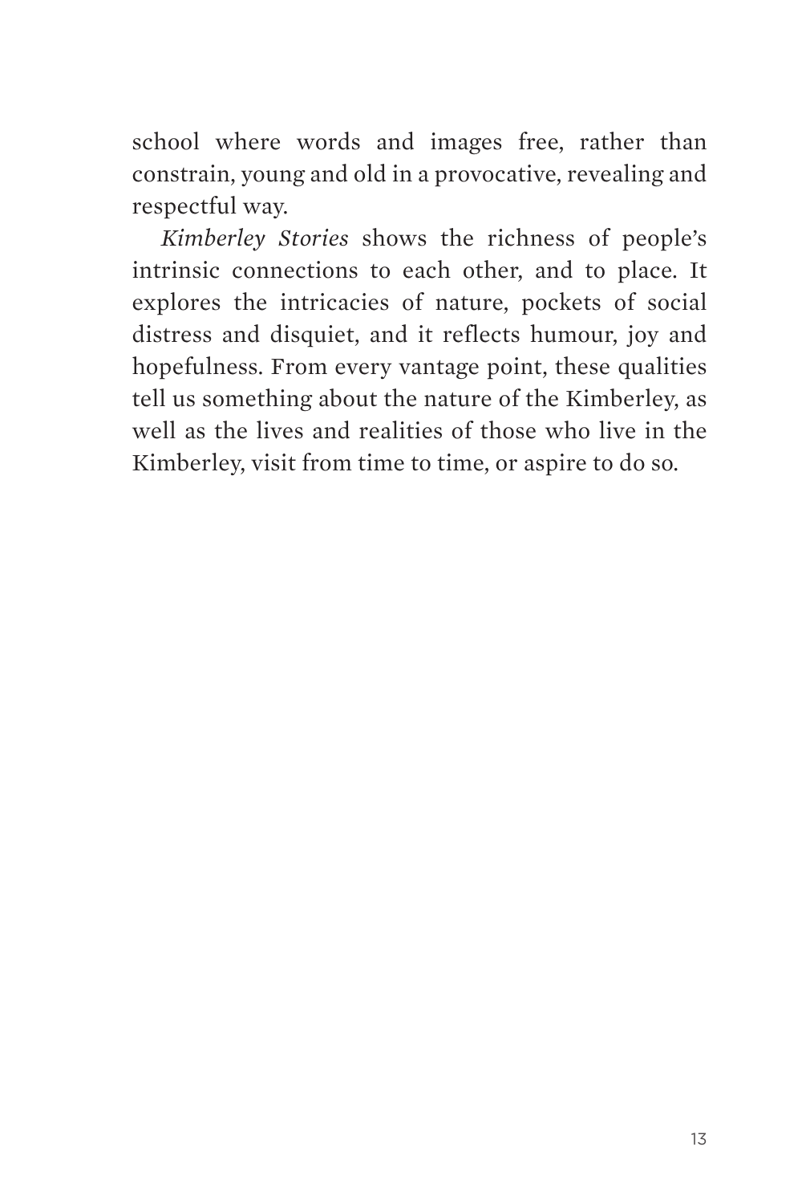school where words and images free, rather than constrain, young and old in a provocative, revealing and respectful way.

*Kimberley Stories* shows the richness of people's intrinsic connections to each other, and to place. It explores the intricacies of nature, pockets of social distress and disquiet, and it reflects humour, joy and hopefulness. From every vantage point, these qualities tell us something about the nature of the Kimberley, as well as the lives and realities of those who live in the Kimberley, visit from time to time, or aspire to do so.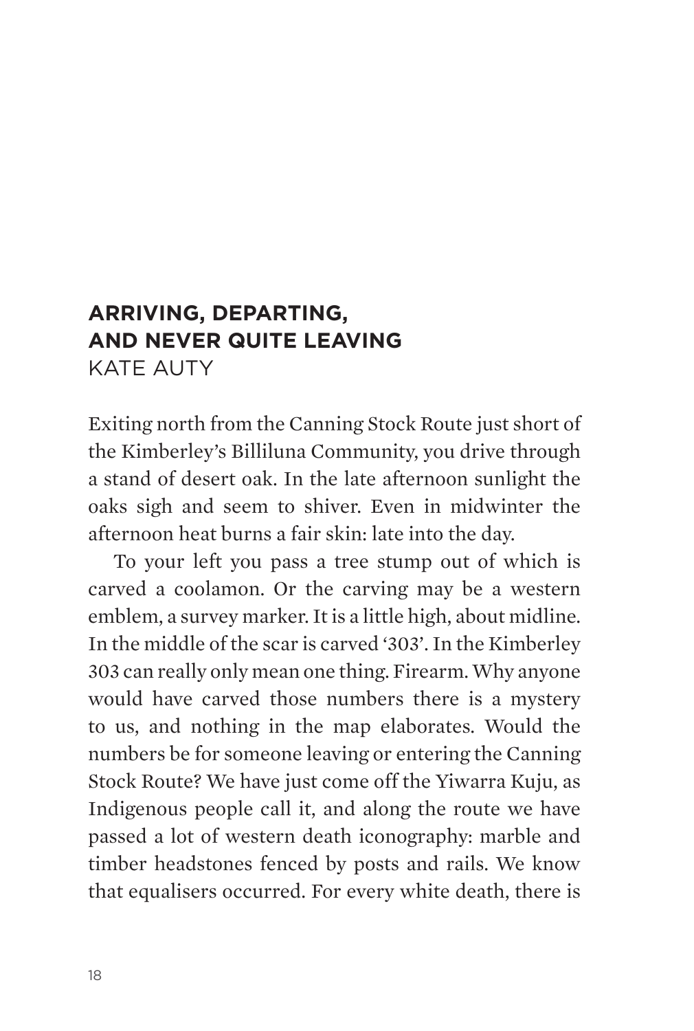## ARRIVING, DEPARTING, AND NEVER QUITE LEAVING

KATE AUTY

Exiting north from the Canning Stock Route just short of the Kimberley's Billiluna Community, you drive through a stand of desert oak. In the late afternoon sunlight the oaks sigh and seem to shiver. Even in midwinter the afternoon heat burns a fair skin: late into the day.

To your left you pass a tree stump out of which is carved a coolamon. Or the carving may be a western emblem, a survey marker. It is a little high, about midline. In the middle of the scar is carved '303'. In the Kimberley 303 can really only mean one thing. Firearm. Why anyone would have carved those numbers there is a mystery to us, and nothing in the map elaborates. Would the numbers be for someone leaving or entering the Canning Stock Route? We have just come off the Yiwarra Kuju, as Indigenous people call it, and along the route we have passed a lot of western death iconography: marble and timber headstones fenced by posts and rails. We know that equalisers occurred. For every white death, there is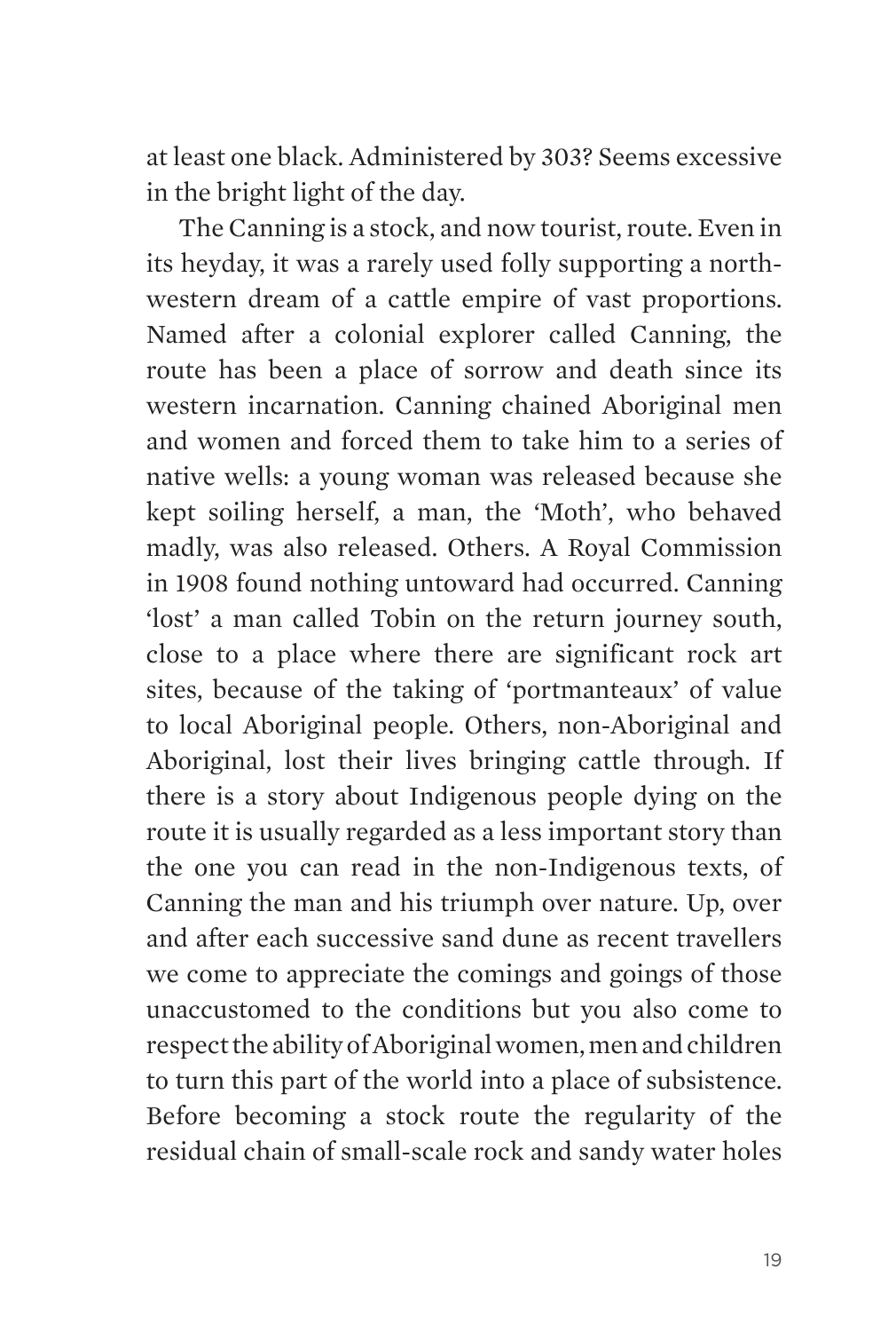at least one black. Administered by 303? Seems excessive in the bright light of the day.

The Canning is a stock, and now tourist, route. Even in its heyday, it was a rarely used folly supporting a north-western dream of a cattle empire of vast proportions. Named after a colonial explorer called Canning, the route has been a place of sorrow and death since its western incarnation. Canning chained Aboriginal men and women and forced them to take him to a series of native wells: a young woman was released because she kept soiling herself, a man, the 'Moth', who behaved madly, was also released. Others. A Royal Commission in 1908 found nothing untoward had occurred. Canning 'lost' a man called Tobin on the return journey south, close to a place where there are significant rock art sites, because of the taking of 'portmanteaux' of value to local Aboriginal people. Others, non-Aboriginal and Aboriginal, lost their lives bringing cattle through. If there is a story about Indigenous people dying on the route it is usually regarded as a less important story than the one you can read in the non-Indigenous texts, of Canning the man and his triumph over nature. Up, over and after each successive sand dune as recent travellers we come to appreciate the comings and goings of those unaccustomed to the conditions but you also come to respect the ability of Aboriginal women, men and children to turn this part of the world into a place of subsistence. Before becoming a stock route the regularity of the residual chain of small-scale rock and sandy water holes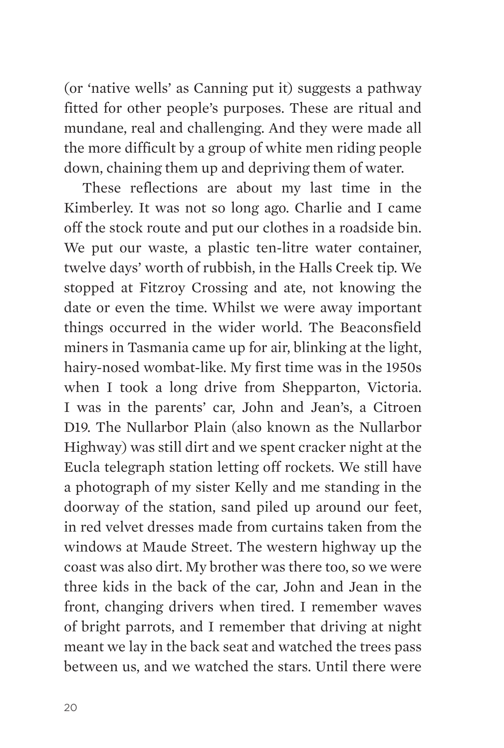(or 'native wells' as Canning put it) suggests a pathway fitted for other people's purposes. These are ritual and mundane, real and challenging. And they were made all the more difficult by a group of white men riding people down, chaining them up and depriving them of water.

These reflections are about my last time in the Kimberley. It was not so long ago. Charlie and I came off the stock route and put our clothes in a roadside bin. We put our waste, a plastic ten-litre water container, twelve days' worth of rubbish, in the Halls Creek tip. We stopped at Fitzroy Crossing and ate, not knowing the date or even the time. Whilst we were away important things occurred in the wider world. The Beaconsfield miners in Tasmania came up for air, blinking at the light, hairy-nosed wombat-like. My first time was in the 1950s when I took a long drive from Shepparton, Victoria. I was in the parents' car, John and Jean's, a Citroen D19. The Nullarbor Plain (also known as the Nullarbor Highway) was still dirt and we spent cracker night at the Eucla telegraph station letting off rockets. We still have a photograph of my sister Kelly and me standing in the doorway of the station, sand piled up around our feet, in red velvet dresses made from curtains taken from the windows at Maude Street. The western highway up the coast was also dirt. My brother was there too, so we were three kids in the back of the car, John and Jean in the front, changing drivers when tired. I remember waves of bright parrots, and I remember that driving at night meant we lay in the back seat and watched the trees pass between us, and we watched the stars. Until there were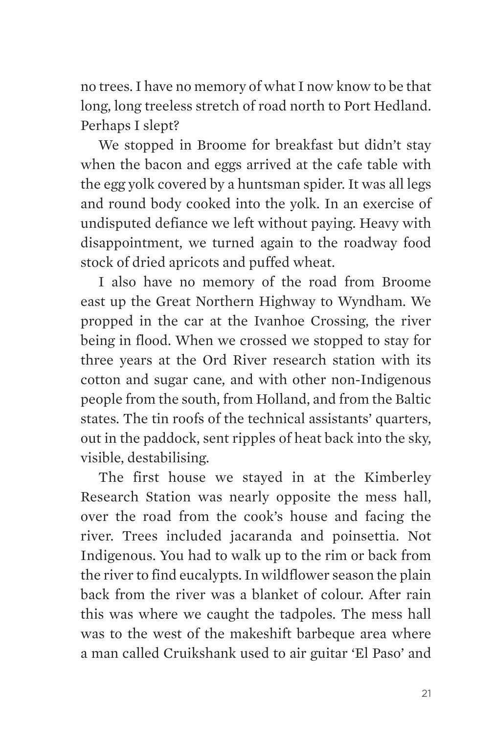no trees. I have no memory of what I now know to be that long, long treeless stretch of road north to Port Hedland. Perhaps I slept?

We stopped in Broome for breakfast but didn't stay when the bacon and eggs arrived at the cafe table with the egg yolk covered by a huntsman spider. It was all legs and round body cooked into the yolk. In an exercise of undisputed defiance we left without paying. Heavy with disappointment, we turned again to the roadway food stock of dried apricots and puffed wheat.

I also have no memory of the road from Broome east up the Great Northern Highway to Wyndham. We propped in the car at the Ivanhoe Crossing, the river being in flood. When we crossed we stopped to stay for three years at the Ord River research station with its cotton and sugar cane, and with other non-Indigenous people from the south, from Holland, and from the Baltic states. The tin roofs of the technical assistants' quarters, out in the paddock, sent ripples of heat back into the sky, visible, destabilising.

The first house we stayed in at the Kimberley Research Station was nearly opposite the mess hall, over the road from the cook's house and facing the river. Trees included jacaranda and poinsettia. Not Indigenous. You had to walk up to the rim or back from the river to find eucalypts. In wildflower season the plain back from the river was a blanket of colour. After rain this was where we caught the tadpoles. The mess hall was to the west of the makeshift barbeque area where a man called Cruikshank used to air guitar 'El Paso' and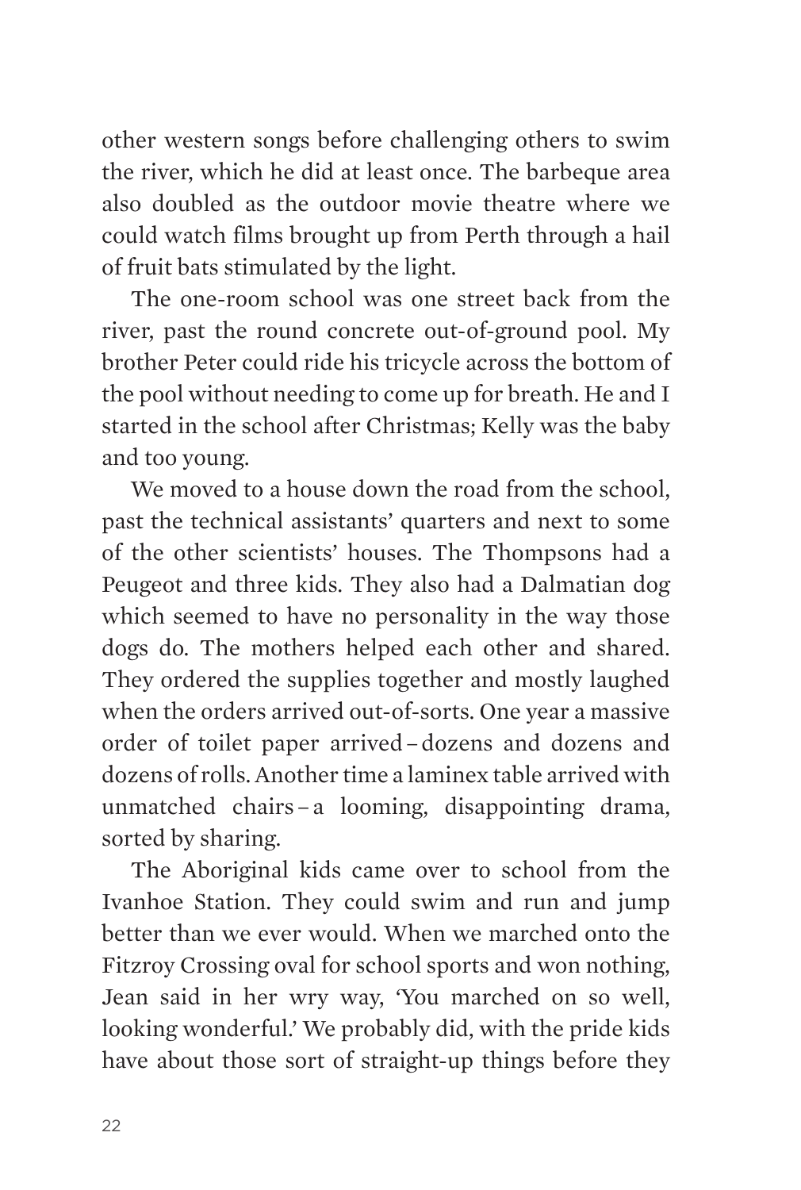other western songs before challenging others to swim the river, which he did at least once. The barbeque area also doubled as the outdoor movie theatre where we could watch films brought up from Perth through a hail of fruit bats stimulated by the light.

The one-room school was one street back from the river, past the round concrete out-of-ground pool. My brother Peter could ride his tricycle across the bottom of the pool without needing to come up for breath. He and I started in the school after Christmas; Kelly was the baby and too young.

We moved to a house down the road from the school, past the technical assistants' quarters and next to some of the other scientists' houses. The Thompsons had a Peugeot and three kids. They also had a Dalmatian dog which seemed to have no personality in the way those dogs do. The mothers helped each other and shared. They ordered the supplies together and mostly laughed when the orders arrived out-of-sorts. One year a massive order of toilet paper arrived – dozens and dozens and dozens of rolls. Another time a laminex table arrived with unmatched chairs – a looming, disappointing drama, sorted by sharing.

The Aboriginal kids came over to school from the Ivanhoe Station. They could swim and run and jump better than we ever would. When we marched onto the Fitzroy Crossing oval for school sports and won nothing, Jean said in her wry way, 'You marched on so well, looking wonderful.' We probably did, with the pride kids have about those sort of straight-up things before they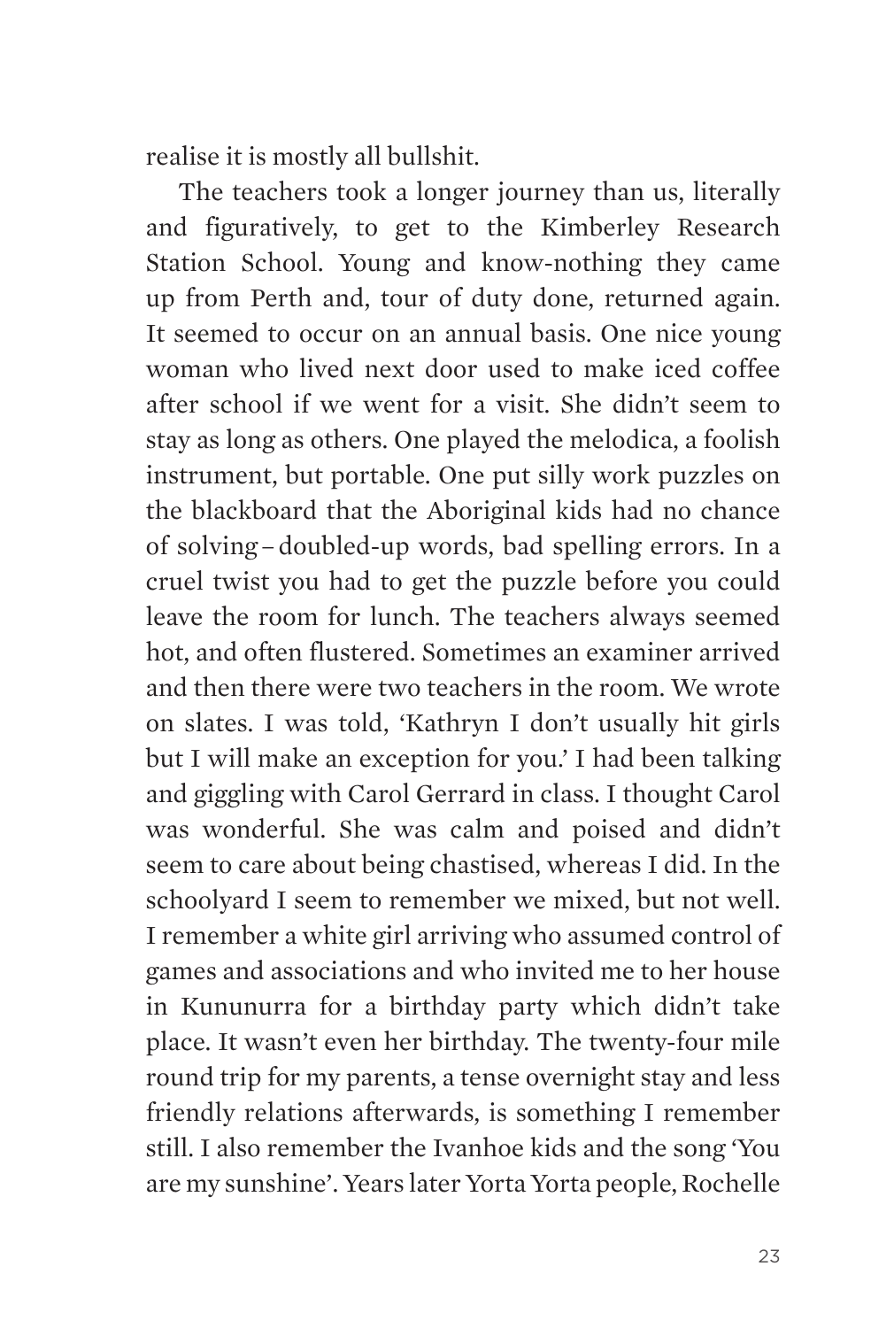realise it is mostly all bullshit.

The teachers took a longer journey than us, literally and figuratively, to get to the Kimberley Research Station School. Young and know-nothing they came up from Perth and, tour of duty done, returned again. It seemed to occur on an annual basis. One nice young woman who lived next door used to make iced coffee after school if we went for a visit. She didn't seem to stay as long as others. One played the melodica, a foolish instrument, but portable. One put silly work puzzles on the blackboard that the Aboriginal kids had no chance of solving – doubled-up words, bad spelling errors. In a cruel twist you had to get the puzzle before you could leave the room for lunch. The teachers always seemed hot, and often flustered. Sometimes an examiner arrived and then there were two teachers in the room. We wrote on slates. I was told, 'Kathryn I don't usually hit girls but I will make an exception for you.' I had been talking and giggling with Carol Gerrard in class. I thought Carol was wonderful. She was calm and poised and didn't seem to care about being chastised, whereas I did. In the schoolyard I seem to remember we mixed, but not well. I remember a white girl arriving who assumed control of games and associations and who invited me to her house in Kununurra for a birthday party which didn't take place. It wasn't even her birthday. The twenty-four mile round trip for my parents, a tense overnight stay and less friendly relations afterwards, is something I remember still. I also remember the Ivanhoe kids and the song 'You are my sunshine'. Years later Yorta Yorta people, Rochelle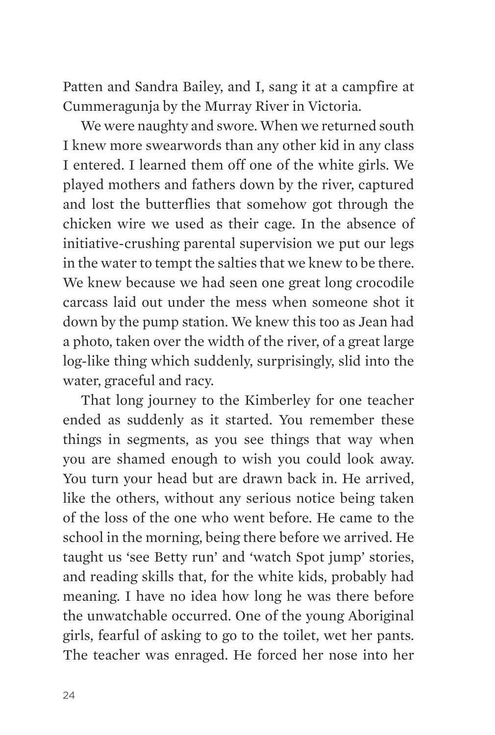Patten and Sandra Bailey, and I, sang it at a campfire at Cummeragunja by the Murray River in Victoria.

We were naughty and swore. When we returned south I knew more swearwords than any other kid in any class I entered. I learned them off one of the white girls. We played mothers and fathers down by the river, captured and lost the butterflies that somehow got through the chicken wire we used as their cage. In the absence of initiative-crushing parental supervision we put our legs in the water to tempt the salties that we knew to be there. We knew because we had seen one great long crocodile carcass laid out under the mess when someone shot it down by the pump station. We knew this too as Jean had a photo, taken over the width of the river, of a great large log-like thing which suddenly, surprisingly, slid into the water, graceful and racy.

That long journey to the Kimberley for one teacher ended as suddenly as it started. You remember these things in segments, as you see things that way when you are shamed enough to wish you could look away. You turn your head but are drawn back in. He arrived, like the others, without any serious notice being taken of the loss of the one who went before. He came to the school in the morning, being there before we arrived. He taught us 'see Betty run' and 'watch Spot jump' stories, and reading skills that, for the white kids, probably had meaning. I have no idea how long he was there before the unwatchable occurred. One of the young Aboriginal girls, fearful of asking to go to the toilet, wet her pants. The teacher was enraged. He forced her nose into her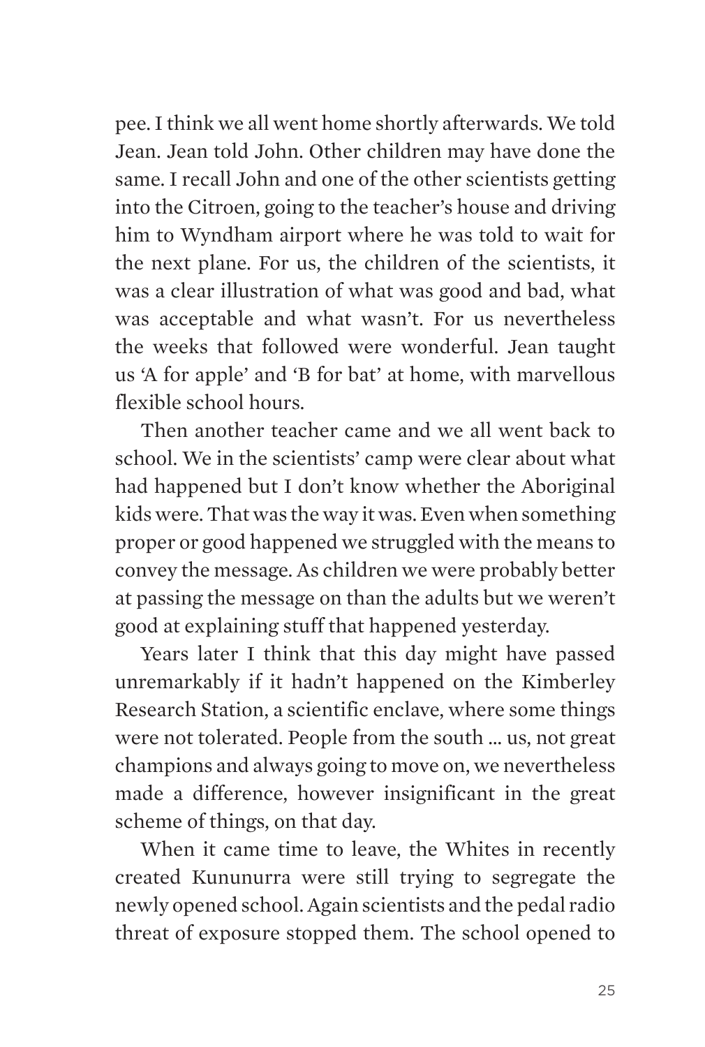pee. I think we all went home shortly afterwards. We told Jean. Jean told John. Other children may have done the same. I recall John and one of the other scientists getting into the Citroen, going to the teacher's house and driving him to Wyndham airport where he was told to wait for the next plane. For us, the children of the scientists, it was a clear illustration of what was good and bad, what was acceptable and what wasn't. For us nevertheless the weeks that followed were wonderful. Jean taught us 'A for apple' and 'B for bat' at home, with marvellous flexible school hours.

Then another teacher came and we all went back to school. We in the scientists' camp were clear about what had happened but I don't know whether the Aboriginal kids were. That was the way it was. Even when something proper or good happened we struggled with the means to convey the message. As children we were probably better at passing the message on than the adults but we weren't good at explaining stuff that happened yesterday.

Years later I think that this day might have passed unremarkably if it hadn't happened on the Kimberley Research Station, a scientific enclave, where some things were not tolerated. People from the south … us, not great champions and always going to move on, we nevertheless made a difference, however insignificant in the great scheme of things, on that day.

When it came time to leave, the Whites in recently created Kununurra were still trying to segregate the newly opened school. Again scientists and the pedal radio threat of exposure stopped them. The school opened to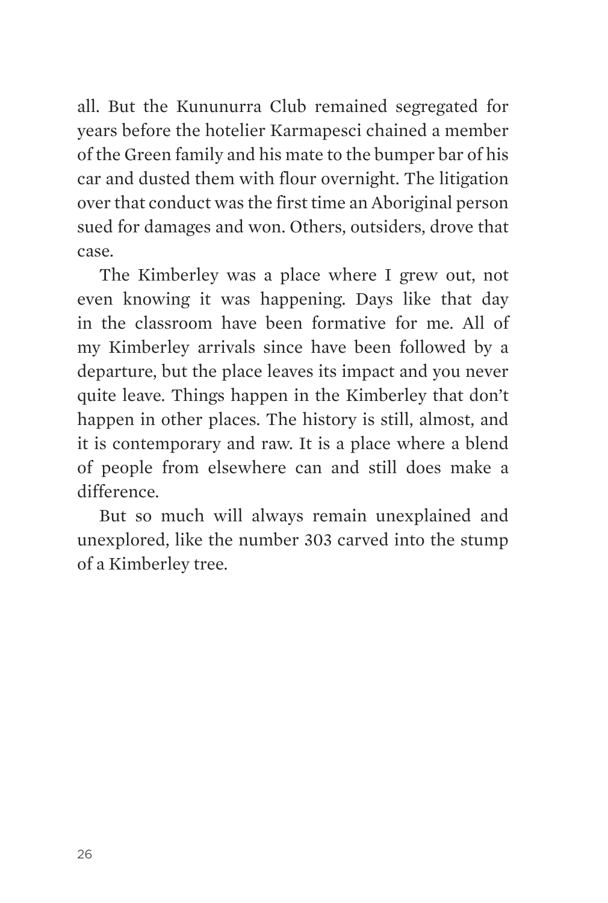all. But the Kununurra Club remained segregated for years before the hotelier Karmapesci chained a member of the Green family and his mate to the bumper bar of his car and dusted them with flour overnight. The litigation over that conduct was the first time an Aboriginal person sued for damages and won. Others, outsiders, drove that case.

The Kimberley was a place where I grew out, not even knowing it was happening. Days like that day in the classroom have been formative for me. All of my Kimberley arrivals since have been followed by a departure, but the place leaves its impact and you never quite leave. Things happen in the Kimberley that don't happen in other places. The history is still, almost, and it is contemporary and raw. It is a place where a blend of people from elsewhere can and still does make a difference.

But so much will always remain unexplained and unexplored, like the number 303 carved into the stump of a Kimberley tree.